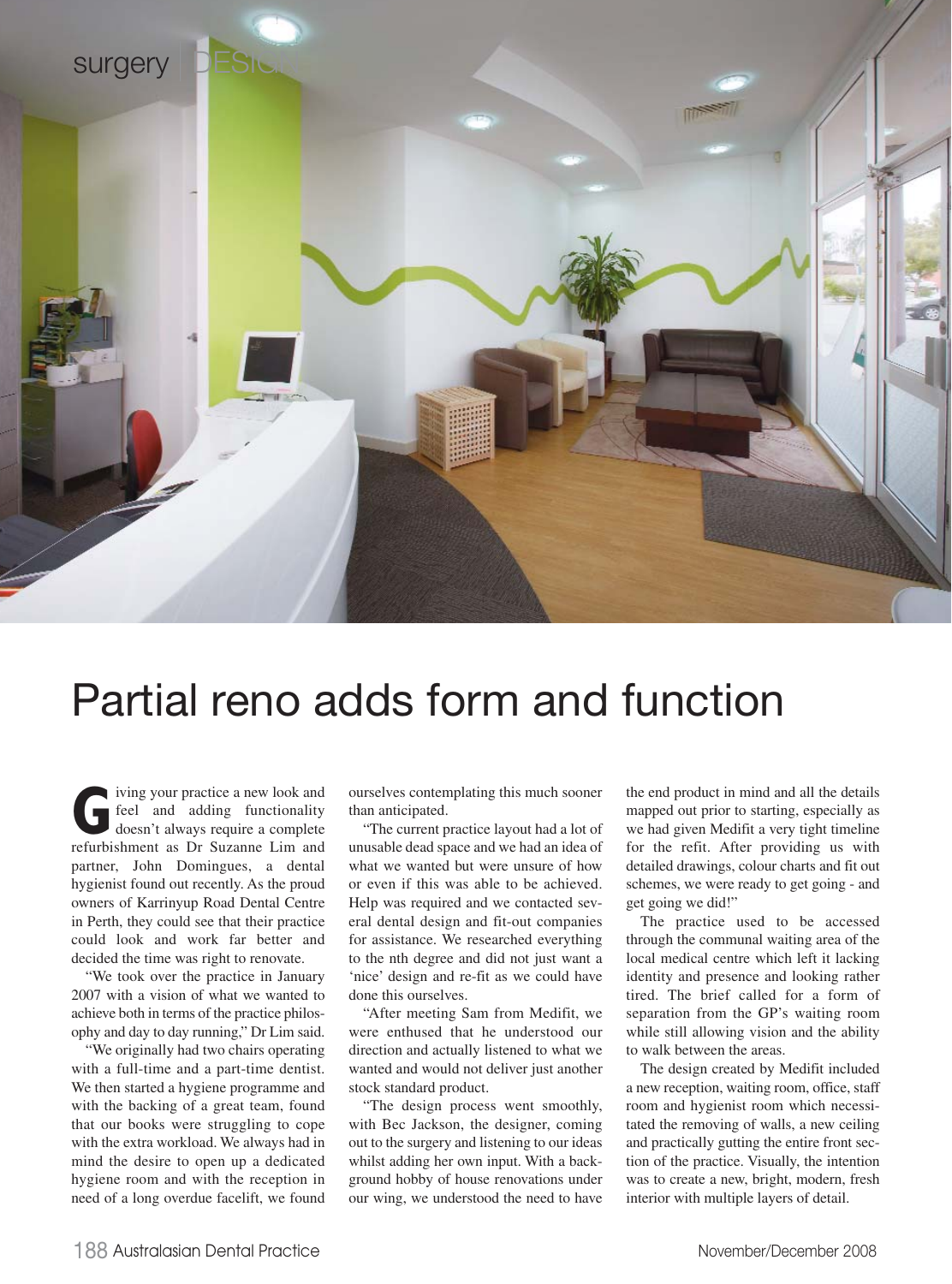# Partial reno adds form and function

Giving your practice a new look and feel and adding functionality doesn't always require a complete refurbishment as Dr Suzanne Lim and partner, John Domingues, a dental hygienist found out recently. As the proud owners of Karrinyup Road Dental Centre in Perth, they could see that their practice could look and work far better and decided the time was right to renovate.

"We took over the practice in January 2007 with a vision of what we wanted to achieve both in terms of the practice philosophy and day to day running," Dr Lim said.

"We originally had two chairs operating with a full-time and a part-time dentist. We then started a hygiene programme and with the backing of a great team, found that our books were struggling to cope with the extra workload. We always had in mind the desire to open up a dedicated hygiene room and with the reception in need of a long overdue facelift, we found ourselves contemplating this much sooner than anticipated.

"The current practice layout had a lot of unusable dead space and we had an idea of what we wanted but were unsure of how or even if this was able to be achieved. Help was required and we contacted several dental design and fit-out companies for assistance. We researched everything to the nth degree and did not just want a 'nice' design and re-fit as we could have done this ourselves.

"After meeting Sam from Medifit, we were enthused that he understood our direction and actually listened to what we wanted and would not deliver just another stock standard product.

"The design process went smoothly, with Bec Jackson, the designer, coming out to the surgery and listening to our ideas whilst adding her own input. With a background hobby of house renovations under our wing, we understood the need to have the end product in mind and all the details mapped out prior to starting, especially as we had given Medifit a very tight timeline for the refit. After providing us with detailed drawings, colour charts and fit out schemes, we were ready to get going - and get going we did!"

The practice used to be accessed through the communal waiting area of the local medical centre which left it lacking identity and presence and looking rather tired. The brief called for a form of separation from the GP's waiting room while still allowing vision and the ability to walk between the areas.

The design created by Medifit included a new reception, waiting room, office, staff room and hygienist room which necessitated the removing of walls, a new ceiling and practically gutting the entire front section of the practice. Visually, the intention was to create a new, bright, modern, fresh interior with multiple layers of detail.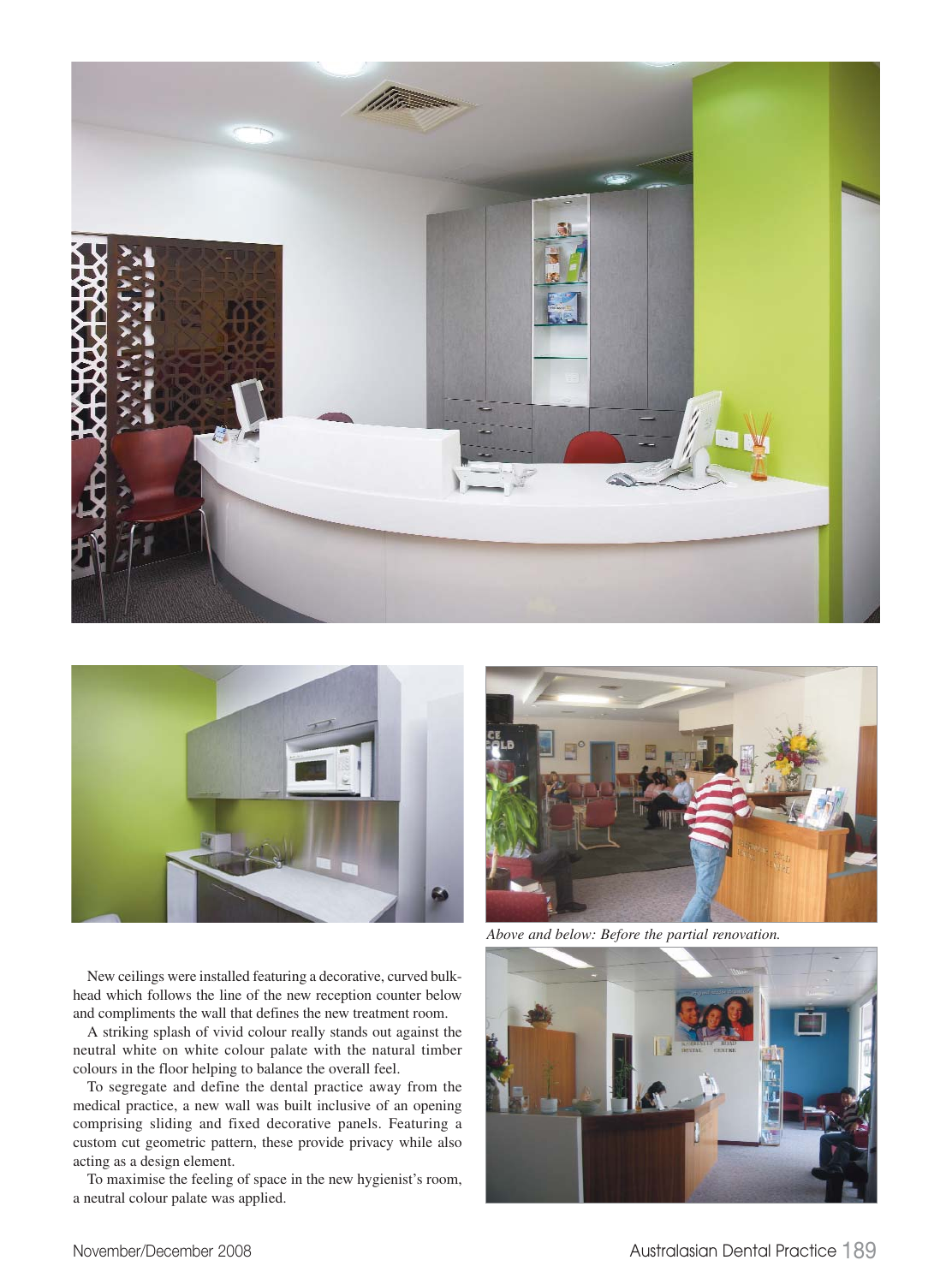*Above and below: Before the partial renovation.*

New ceilings were installed featuring a decorative, curved bulkhead which follows the line of the new reception counter below and compliments the wall that defines the new treatment room.

A striking splash of vivid colour really stands out against the neutral white on white colour palate with the natural timber colours in the floor helping to balance the overall feel.

To segregate and define the dental practice away from the medical practice, a new wall was built inclusive of an opening comprising sliding and fixed decorative panels. Featuring a custom cut geometric pattern, these provide privacy while also acting as a design element.

To maximise the feeling of space in the new hygienist's room, a neutral colour palate was applied.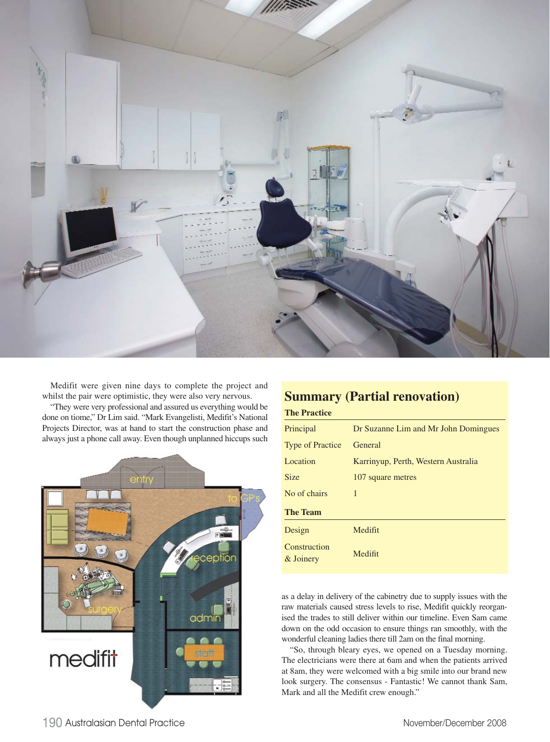Medifit were given nine days to complete the project and whilst the pair were optimistic, they were also very nervous.

"They were very professional and assured us everything would be done on tiome," Dr Lim said. "Mark Evangelisti, Medifit's National Projects Director, was at hand to start the construction phase and always just a phone call away. Even though unplanned hiccups such as a delay in delivery of the cabinetry due to supply issues with the raw materials caused stress levels to rise, Medifit quickly reorganised the trades to still deliver within our timeline. Even Sam came down on the odd occasion to ensure things ran smoothly, with the wonderful cleaning ladies there till 2am on the final morning.

"So, through bleary eyes, we opened on a Tuesday morning. The electricians were there at 6am and when the patients arrived at 8am, they were welcomed with a big smile into our brand new look surgery. The consensus - Fantastic! We cannot thank Sam, Mark and all the Medifit crew enough."

entry

to GP's

reception

surgery

admin

staff

medifit

## Summary (Partial renovation)

| | |
|---|---|
| **The Practice** | |
| Principal | Dr Suzanne Lim and Mr John Domingues |
| Type of Practice | General |
| Location | Karrinyup, Perth, Western Australia |
| Size | 107 square metres |
| No of chairs | 1 |
| **The Team** | |
| Design | Medifit |
| Construction & Joinery | Medifit |